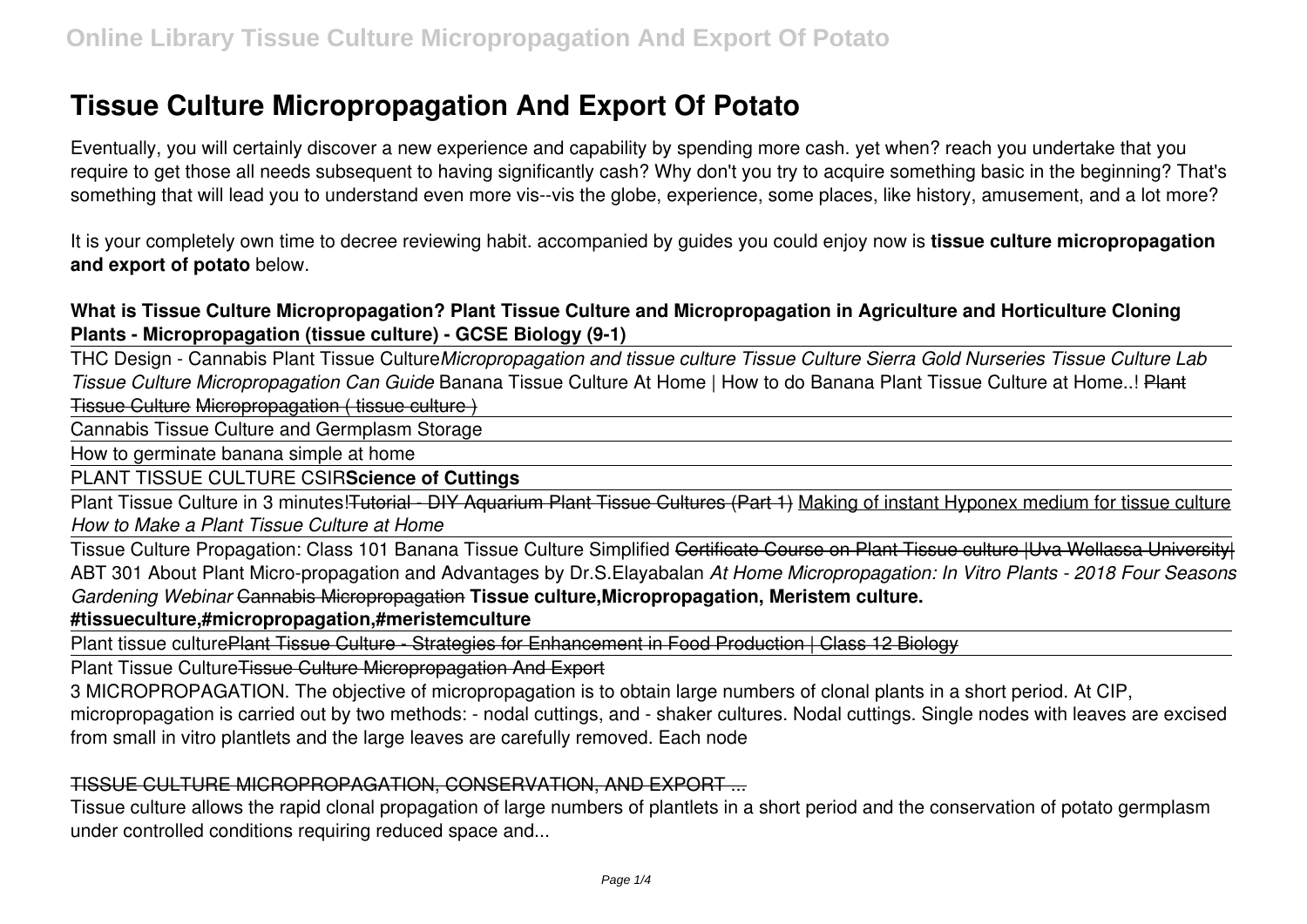# Tissue Culture Micropropagation And Export Of Potato

Eventually, you will certainly discover a new experience and capability by spending more cash. yet when? reach you undertake that you require to get those all needs subsequent to having significantly cash? Why don't you try to acquire something basic in the beginning? That's something that will lead you to understand even more vis--vis the globe, experience, some places, like history, amusement, and a lot more?

It is your completely own time to decree reviewing habit. accompanied by guides you could enjoy now is **tissue culture micropropagation and export of potato** below.

**What is Tissue Culture Micropropagation? Plant Tissue Culture and Micropropagation in Agriculture and Horticulture Cloning Plants - Micropropagation (tissue culture) - GCSE Biology (9-1)**

THC Design - Cannabis Plant Tissue Culture *Micropropagation and tissue culture Tissue Culture Sierra Gold Nurseries Tissue Culture Lab Tissue Culture Micropropagation Can Guide* Banana Tissue Culture At Home | How to do Banana Plant Tissue Culture at Home..! ~~Plant Tissue Culture~~ ~~Micropropagation ( tissue culture )~~

Cannabis Tissue Culture and Germplasm Storage

How to germinate banana simple at home

PLANT TISSUE CULTURE CSIR **Science of Cuttings**

Plant Tissue Culture in 3 minutes! ~~Tutorial - DIY Aquarium Plant Tissue Cultures (Part 1)~~ Making of instant Hyponex medium for tissue culture *How to Make a Plant Tissue Culture at Home*

Tissue Culture Propagation: Class 101 Banana Tissue Culture Simplified ~~Certificate Course on Plant Tissue culture |Uva Wellassa University|~~ ABT 301 About Plant Micro-propagation and Advantages by Dr.S.Elayabalan *At Home Micropropagation: In Vitro Plants - 2018 Four Seasons Gardening Webinar* ~~Cannabis Micropropagation~~ **Tissue culture,Micropropagation, Meristem culture. #tissueculture,#micropropagation,#meristemculture**

Plant tissue culture ~~Plant Tissue Culture - Strategies for Enhancement in Food Production | Class 12 Biology~~

Plant Tissue Culture ~~Tissue Culture Micropropagation And Export~~

3 MICROPROPAGATION. The objective of micropropagation is to obtain large numbers of clonal plants in a short period. At CIP, micropropagation is carried out by two methods: - nodal cuttings, and - shaker cultures. Nodal cuttings. Single nodes with leaves are excised from small in vitro plantlets and the large leaves are carefully removed. Each node

~~TISSUE CULTURE MICROPROPAGATION, CONSERVATION, AND EXPORT ...~~

Tissue culture allows the rapid clonal propagation of large numbers of plantlets in a short period and the conservation of potato germplasm under controlled conditions requiring reduced space and...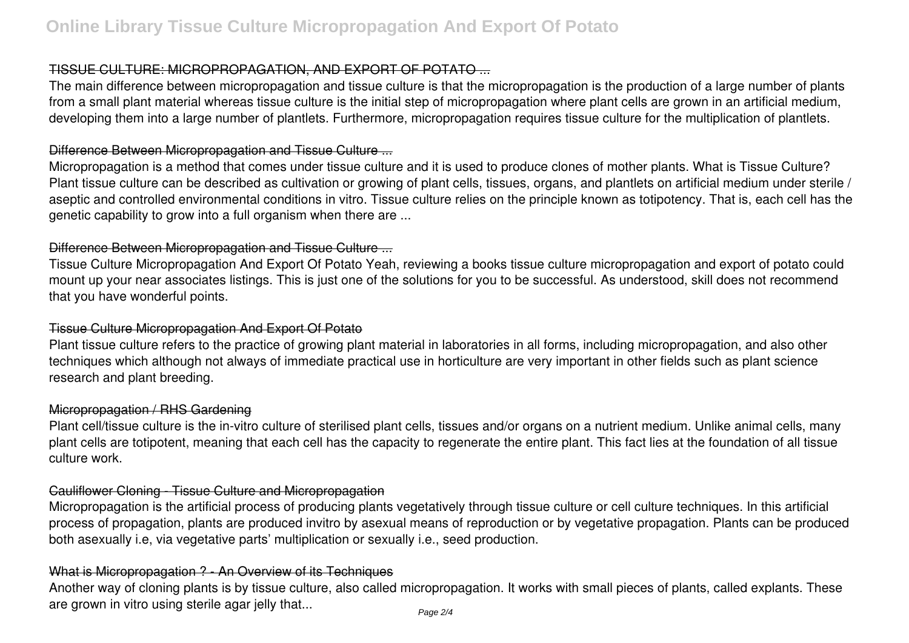## TISSUE CULTURE: MICROPROPAGATION, AND EXPORT OF POTATO ...

The main difference between micropropagation and tissue culture is that the micropropagation is the production of a large number of plants from a small plant material whereas tissue culture is the initial step of micropropagation where plant cells are grown in an artificial medium, developing them into a large number of plantlets. Furthermore, micropropagation requires tissue culture for the multiplication of plantlets.

## Difference Between Micropropagation and Tissue Culture ...

Micropropagation is a method that comes under tissue culture and it is used to produce clones of mother plants. What is Tissue Culture? Plant tissue culture can be described as cultivation or growing of plant cells, tissues, organs, and plantlets on artificial medium under sterile / aseptic and controlled environmental conditions in vitro. Tissue culture relies on the principle known as totipotency. That is, each cell has the genetic capability to grow into a full organism when there are ...

## Difference Between Micropropagation and Tissue Culture ...

Tissue Culture Micropropagation And Export Of Potato Yeah, reviewing a books tissue culture micropropagation and export of potato could mount up your near associates listings. This is just one of the solutions for you to be successful. As understood, skill does not recommend that you have wonderful points.

## Tissue Culture Micropropagation And Export Of Potato

Plant tissue culture refers to the practice of growing plant material in laboratories in all forms, including micropropagation, and also other techniques which although not always of immediate practical use in horticulture are very important in other fields such as plant science research and plant breeding.

## Micropropagation / RHS Gardening

Plant cell/tissue culture is the in-vitro culture of sterilised plant cells, tissues and/or organs on a nutrient medium. Unlike animal cells, many plant cells are totipotent, meaning that each cell has the capacity to regenerate the entire plant. This fact lies at the foundation of all tissue culture work.

## Cauliflower Cloning - Tissue Culture and Micropropagation

Micropropagation is the artificial process of producing plants vegetatively through tissue culture or cell culture techniques. In this artificial process of propagation, plants are produced invitro by asexual means of reproduction or by vegetative propagation. Plants can be produced both asexually i.e, via vegetative parts' multiplication or sexually i.e., seed production.

## What is Micropropagation ? - An Overview of its Techniques

Another way of cloning plants is by tissue culture, also called micropropagation. It works with small pieces of plants, called explants. These are grown in vitro using sterile agar jelly that...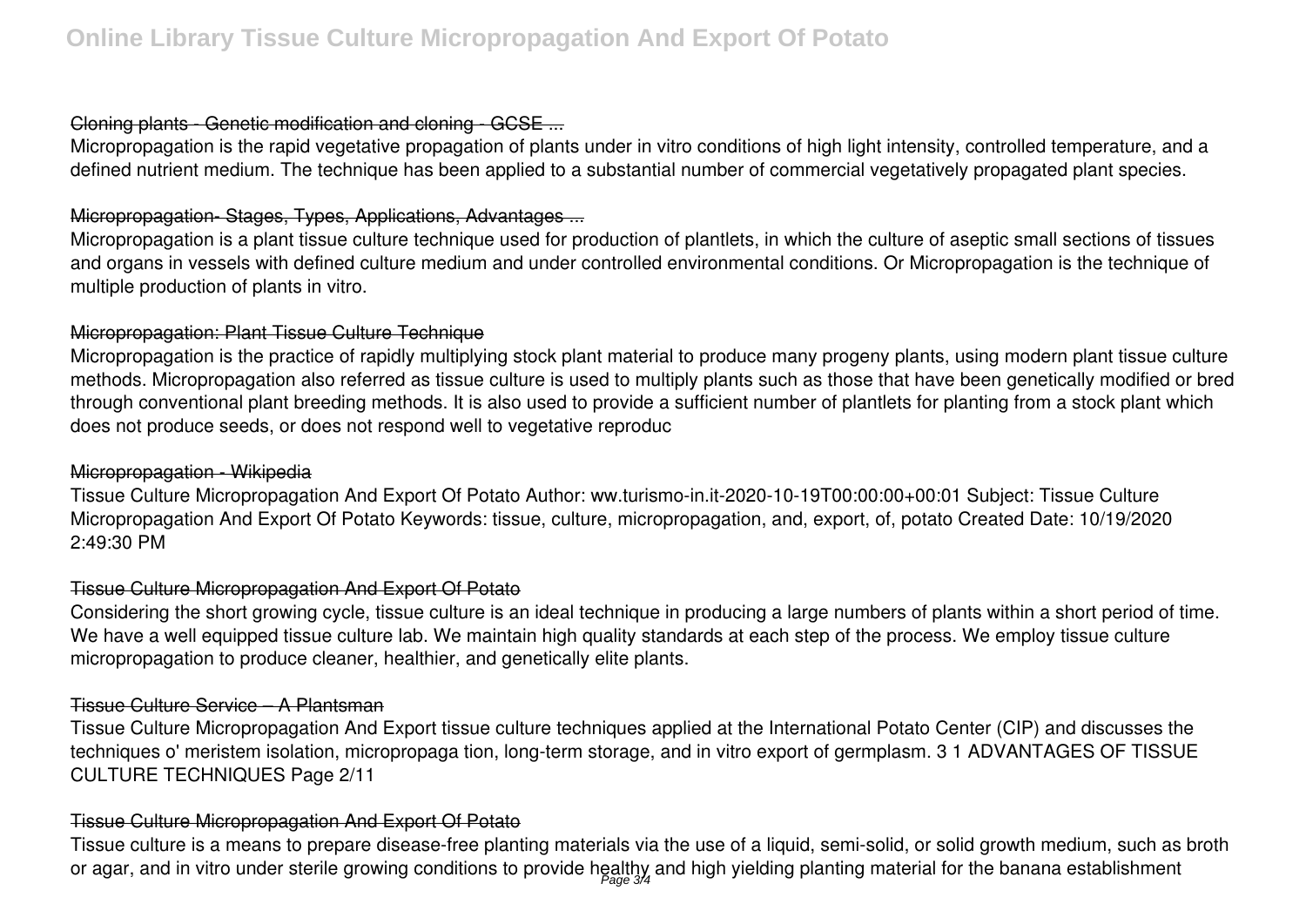## Cloning plants - Genetic modification and cloning - GCSE ...

Micropropagation is the rapid vegetative propagation of plants under in vitro conditions of high light intensity, controlled temperature, and a defined nutrient medium. The technique has been applied to a substantial number of commercial vegetatively propagated plant species.

## Micropropagation- Stages, Types, Applications, Advantages ...

Micropropagation is a plant tissue culture technique used for production of plantlets, in which the culture of aseptic small sections of tissues and organs in vessels with defined culture medium and under controlled environmental conditions. Or Micropropagation is the technique of multiple production of plants in vitro.

## Micropropagation: Plant Tissue Culture Technique

Micropropagation is the practice of rapidly multiplying stock plant material to produce many progeny plants, using modern plant tissue culture methods. Micropropagation also referred as tissue culture is used to multiply plants such as those that have been genetically modified or bred through conventional plant breeding methods. It is also used to provide a sufficient number of plantlets for planting from a stock plant which does not produce seeds, or does not respond well to vegetative reproduc

## Micropropagation - Wikipedia

Tissue Culture Micropropagation And Export Of Potato Author: ww.turismo-in.it-2020-10-19T00:00:00+00:01 Subject: Tissue Culture Micropropagation And Export Of Potato Keywords: tissue, culture, micropropagation, and, export, of, potato Created Date: 10/19/2020 2:49:30 PM

## Tissue Culture Micropropagation And Export Of Potato

Considering the short growing cycle, tissue culture is an ideal technique in producing a large numbers of plants within a short period of time. We have a well equipped tissue culture lab. We maintain high quality standards at each step of the process. We employ tissue culture micropropagation to produce cleaner, healthier, and genetically elite plants.

## Tissue Culture Service – A Plantsman

Tissue Culture Micropropagation And Export tissue culture techniques applied at the International Potato Center (CIP) and discusses the techniques o' meristem isolation, micropropaga tion, long-term storage, and in vitro export of germplasm. 3 1 ADVANTAGES OF TISSUE CULTURE TECHNIQUES Page 2/11

## Tissue Culture Micropropagation And Export Of Potato

Tissue culture is a means to prepare disease-free planting materials via the use of a liquid, semi-solid, or solid growth medium, such as broth or agar, and in vitro under sterile growing conditions to provide healthy and high yielding planting material for the banana establishment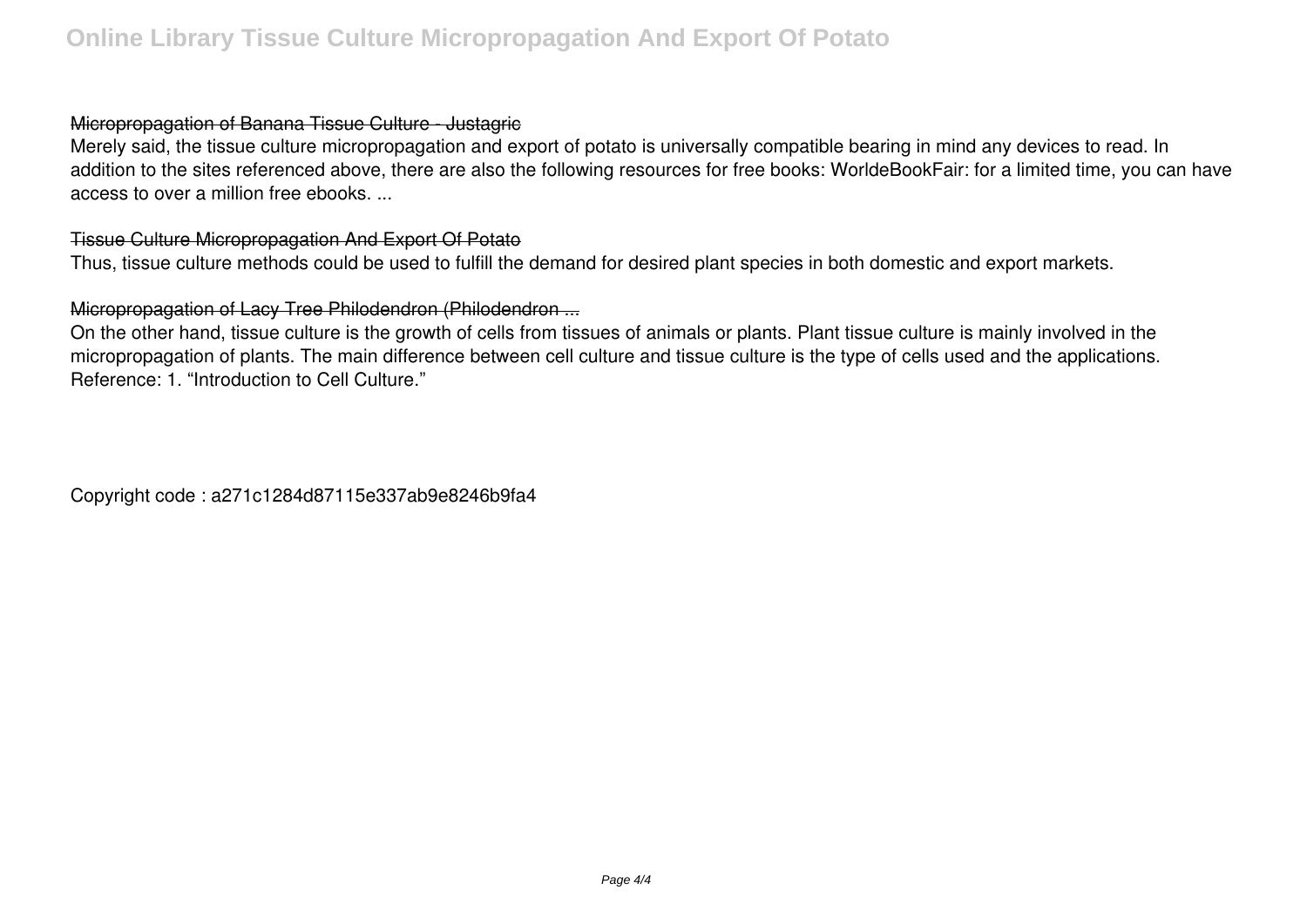Micropropagation of Banana Tissue Culture - Justagric

Merely said, the tissue culture micropropagation and export of potato is universally compatible bearing in mind any devices to read. In addition to the sites referenced above, there are also the following resources for free books: WorldeBookFair: for a limited time, you can have access to over a million free ebooks. ...

Tissue Culture Micropropagation And Export Of Potato

Thus, tissue culture methods could be used to fulfill the demand for desired plant species in both domestic and export markets.

Micropropagation of Lacy Tree Philodendron (Philodendron ...

On the other hand, tissue culture is the growth of cells from tissues of animals or plants. Plant tissue culture is mainly involved in the micropropagation of plants. The main difference between cell culture and tissue culture is the type of cells used and the applications. Reference: 1. “Introduction to Cell Culture.”

Copyright code : a271c1284d87115e337ab9e8246b9fa4